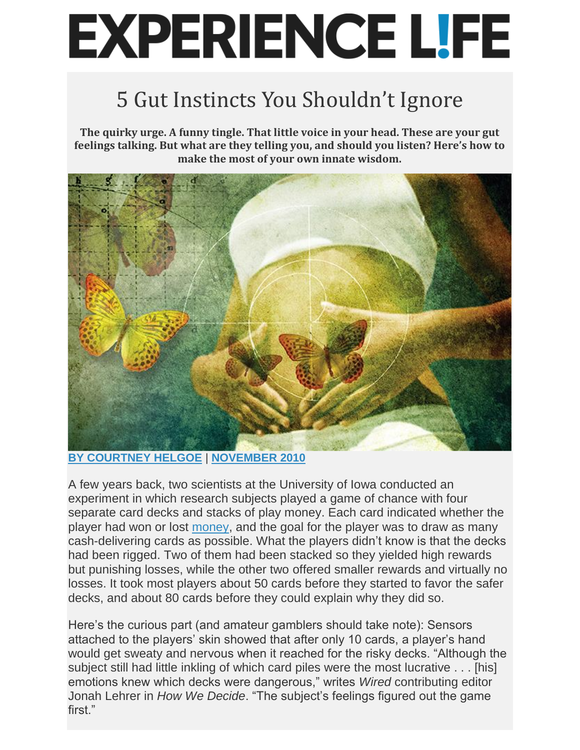# EXPERIENCE L!FE

## 5 Gut Instincts You Shouldn't Ignore

**The quirky urge. A funny tingle. That little voice in your head. These are your gut feelings talking. But what are they telling you, and should you listen? Here's how to make the most of your own innate wisdom.**

**BY COURTNEY HELGOE** | **NOVEMBER 2010**

A few years back, two scientists at the University of Iowa conducted an experiment in which research subjects played a game of chance with four separate card decks and stacks of play money. Each card indicated whether the player had won or lost money, and the goal for the player was to draw as many cash-delivering cards as possible. What the players didn't know is that the decks had been rigged. Two of them had been stacked so they yielded high rewards but punishing losses, while the other two offered smaller rewards and virtually no losses. It took most players about 50 cards before they started to favor the safer decks, and about 80 cards before they could explain why they did so.

Here's the curious part (and amateur gamblers should take note): Sensors attached to the players' skin showed that after only 10 cards, a player's hand would get sweaty and nervous when it reached for the risky decks. "Although the subject still had little inkling of which card piles were the most lucrative . . . [his] emotions knew which decks were dangerous," writes *Wired* contributing editor Jonah Lehrer in *How We Decide*. "The subject's feelings figured out the game first."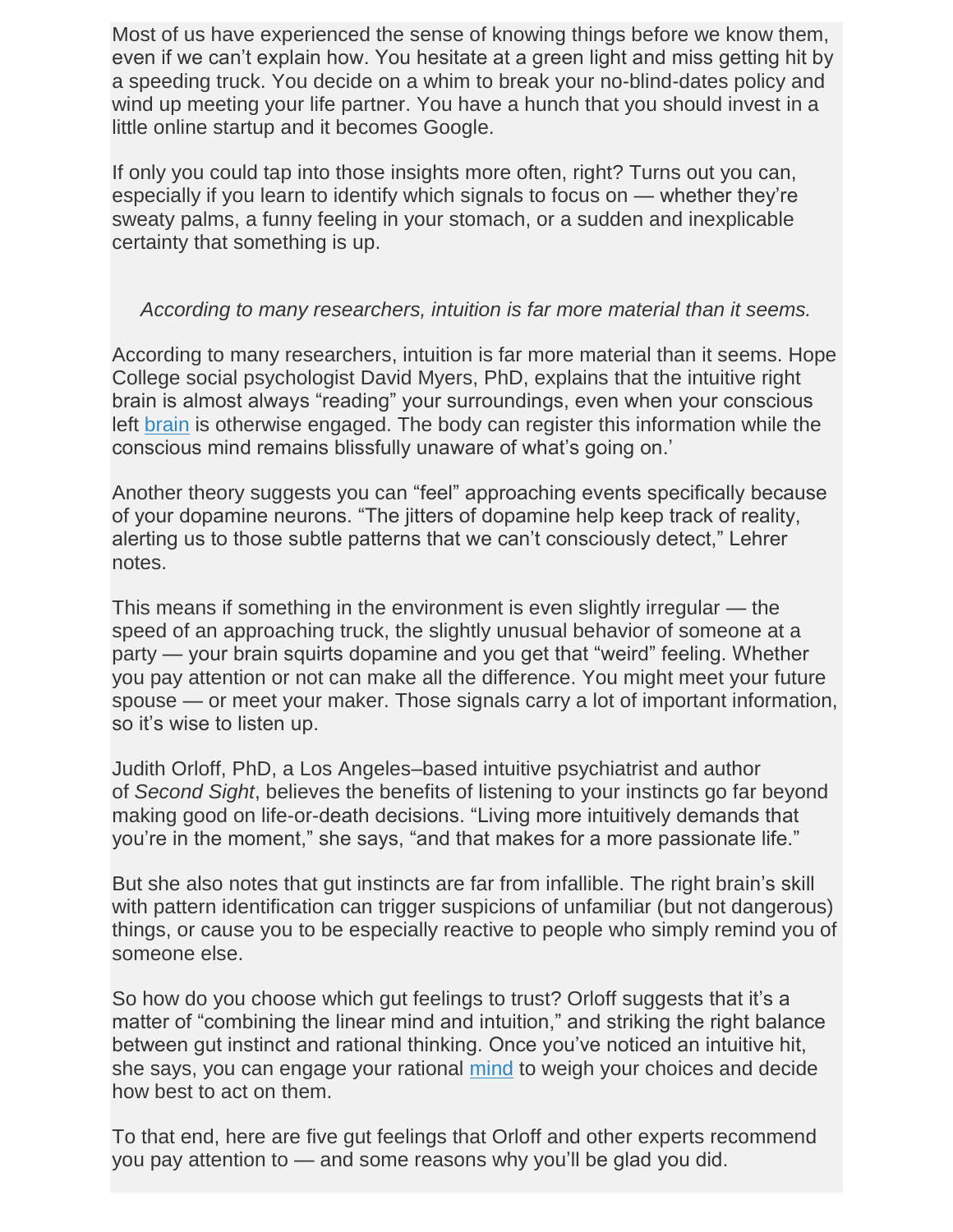Most of us have experienced the sense of knowing things before we know them, even if we can't explain how. You hesitate at a green light and miss getting hit by a speeding truck. You decide on a whim to break your no-blind-dates policy and wind up meeting your life partner. You have a hunch that you should invest in a little online startup and it becomes Google.

If only you could tap into those insights more often, right? Turns out you can, especially if you learn to identify which signals to focus on — whether they're sweaty palms, a funny feeling in your stomach, or a sudden and inexplicable certainty that something is up.

*According to many researchers, intuition is far more material than it seems.*

According to many researchers, intuition is far more material than it seems. Hope College social psychologist David Myers, PhD, explains that the intuitive right brain is almost always "reading" your surroundings, even when your conscious left [brain](#) is otherwise engaged. The body can register this information while the conscious mind remains blissfully unaware of what's going on.'

Another theory suggests you can "feel" approaching events specifically because of your dopamine neurons. "The jitters of dopamine help keep track of reality, alerting us to those subtle patterns that we can't consciously detect," Lehrer notes.

This means if something in the environment is even slightly irregular — the speed of an approaching truck, the slightly unusual behavior of someone at a party — your brain squirts dopamine and you get that "weird" feeling. Whether you pay attention or not can make all the difference. You might meet your future spouse — or meet your maker. Those signals carry a lot of important information, so it's wise to listen up.

Judith Orloff, PhD, a Los Angeles–based intuitive psychiatrist and author of *Second Sight*, believes the benefits of listening to your instincts go far beyond making good on life-or-death decisions. "Living more intuitively demands that you're in the moment," she says, "and that makes for a more passionate life."

But she also notes that gut instincts are far from infallible. The right brain's skill with pattern identification can trigger suspicions of unfamiliar (but not dangerous) things, or cause you to be especially reactive to people who simply remind you of someone else.

So how do you choose which gut feelings to trust? Orloff suggests that it's a matter of "combining the linear mind and intuition," and striking the right balance between gut instinct and rational thinking. Once you've noticed an intuitive hit, she says, you can engage your rational [mind](#) to weigh your choices and decide how best to act on them.

To that end, here are five gut feelings that Orloff and other experts recommend you pay attention to — and some reasons why you'll be glad you did.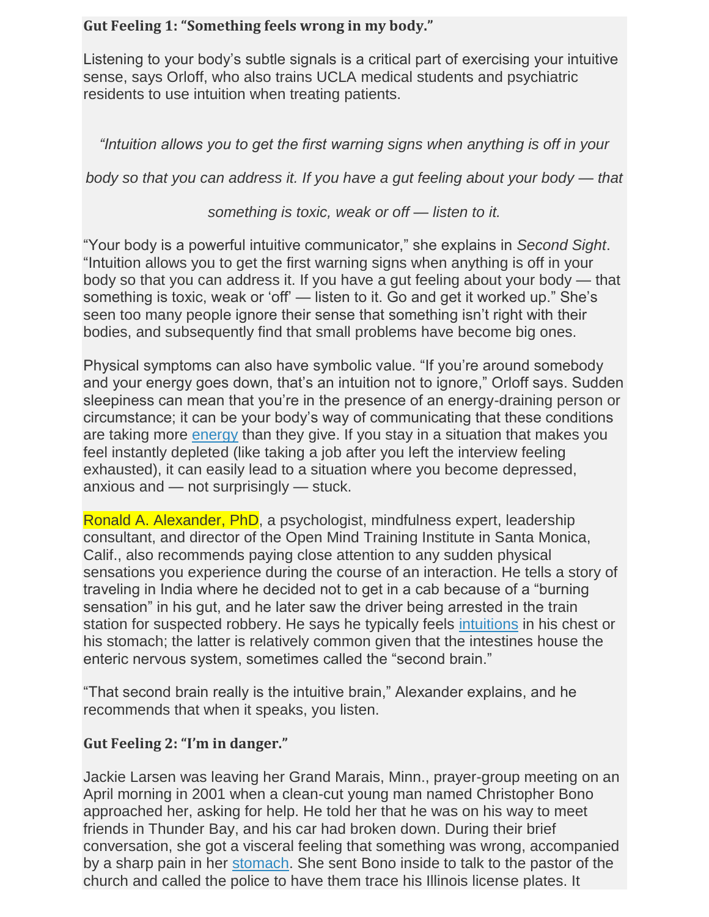**Gut Feeling 1: "Something feels wrong in my body."**

Listening to your body's subtle signals is a critical part of exercising your intuitive sense, says Orloff, who also trains UCLA medical students and psychiatric residents to use intuition when treating patients.

*"Intuition allows you to get the first warning signs when anything is off in your body so that you can address it. If you have a gut feeling about your body — that something is toxic, weak or off — listen to it.*

"Your body is a powerful intuitive communicator," she explains in *Second Sight*. "Intuition allows you to get the first warning signs when anything is off in your body so that you can address it. If you have a gut feeling about your body — that something is toxic, weak or 'off' — listen to it. Go and get it worked up." She's seen too many people ignore their sense that something isn't right with their bodies, and subsequently find that small problems have become big ones.

Physical symptoms can also have symbolic value. "If you're around somebody and your energy goes down, that's an intuition not to ignore," Orloff says. Sudden sleepiness can mean that you're in the presence of an energy-draining person or circumstance; it can be your body's way of communicating that these conditions are taking more energy than they give. If you stay in a situation that makes you feel instantly depleted (like taking a job after you left the interview feeling exhausted), it can easily lead to a situation where you become depressed, anxious and — not surprisingly — stuck.

Ronald A. Alexander, PhD, a psychologist, mindfulness expert, leadership consultant, and director of the Open Mind Training Institute in Santa Monica, Calif., also recommends paying close attention to any sudden physical sensations you experience during the course of an interaction. He tells a story of traveling in India where he decided not to get in a cab because of a "burning sensation" in his gut, and he later saw the driver being arrested in the train station for suspected robbery. He says he typically feels intuitions in his chest or his stomach; the latter is relatively common given that the intestines house the enteric nervous system, sometimes called the "second brain."

"That second brain really is the intuitive brain," Alexander explains, and he recommends that when it speaks, you listen.

**Gut Feeling 2: "I'm in danger."**

Jackie Larsen was leaving her Grand Marais, Minn., prayer-group meeting on an April morning in 2001 when a clean-cut young man named Christopher Bono approached her, asking for help. He told her that he was on his way to meet friends in Thunder Bay, and his car had broken down. During their brief conversation, she got a visceral feeling that something was wrong, accompanied by a sharp pain in her stomach. She sent Bono inside to talk to the pastor of the church and called the police to have them trace his Illinois license plates. It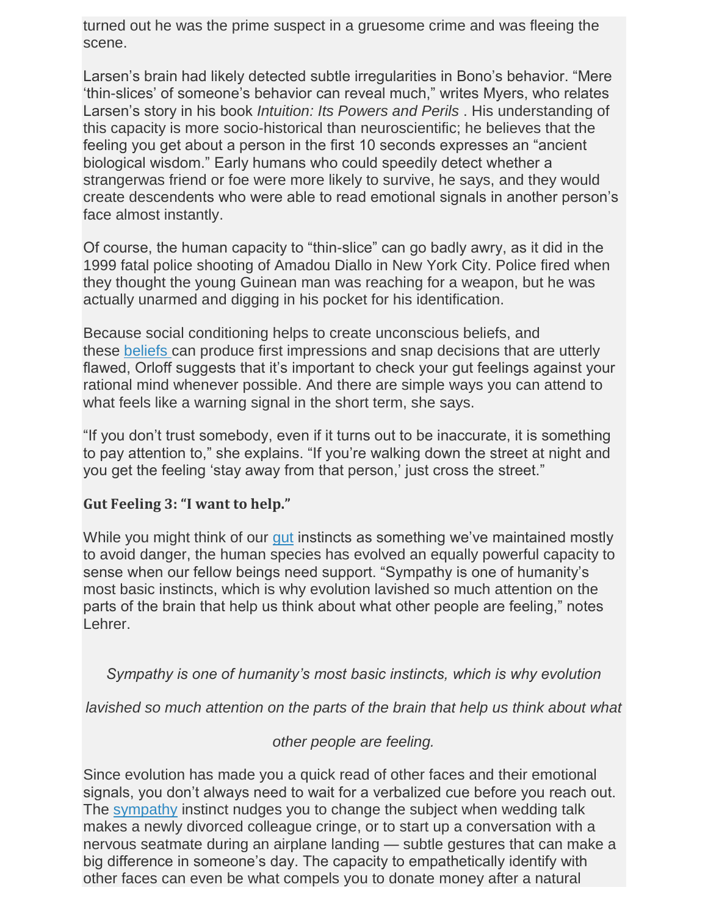turned out he was the prime suspect in a gruesome crime and was fleeing the scene.

Larsen's brain had likely detected subtle irregularities in Bono's behavior. "Mere 'thin-slices' of someone's behavior can reveal much," writes Myers, who relates Larsen's story in his book *Intuition: Its Powers and Perils* . His understanding of this capacity is more socio-historical than neuroscientific; he believes that the feeling you get about a person in the first 10 seconds expresses an "ancient biological wisdom." Early humans who could speedily detect whether a strangerwas friend or foe were more likely to survive, he says, and they would create descendents who were able to read emotional signals in another person's face almost instantly.

Of course, the human capacity to "thin-slice" can go badly awry, as it did in the 1999 fatal police shooting of Amadou Diallo in New York City. Police fired when they thought the young Guinean man was reaching for a weapon, but he was actually unarmed and digging in his pocket for his identification.

Because social conditioning helps to create unconscious beliefs, and these beliefs can produce first impressions and snap decisions that are utterly flawed, Orloff suggests that it's important to check your gut feelings against your rational mind whenever possible. And there are simple ways you can attend to what feels like a warning signal in the short term, she says.

"If you don't trust somebody, even if it turns out to be inaccurate, it is something to pay attention to," she explains. "If you're walking down the street at night and you get the feeling 'stay away from that person,' just cross the street."

**Gut Feeling 3: "I want to help."**

While you might think of our gut instincts as something we've maintained mostly to avoid danger, the human species has evolved an equally powerful capacity to sense when our fellow beings need support. "Sympathy is one of humanity's most basic instincts, which is why evolution lavished so much attention on the parts of the brain that help us think about what other people are feeling," notes Lehrer.

*Sympathy is one of humanity's most basic instincts, which is why evolution lavished so much attention on the parts of the brain that help us think about what other people are feeling.*

Since evolution has made you a quick read of other faces and their emotional signals, you don't always need to wait for a verbalized cue before you reach out. The sympathy instinct nudges you to change the subject when wedding talk makes a newly divorced colleague cringe, or to start up a conversation with a nervous seatmate during an airplane landing — subtle gestures that can make a big difference in someone's day. The capacity to empathetically identify with other faces can even be what compels you to donate money after a natural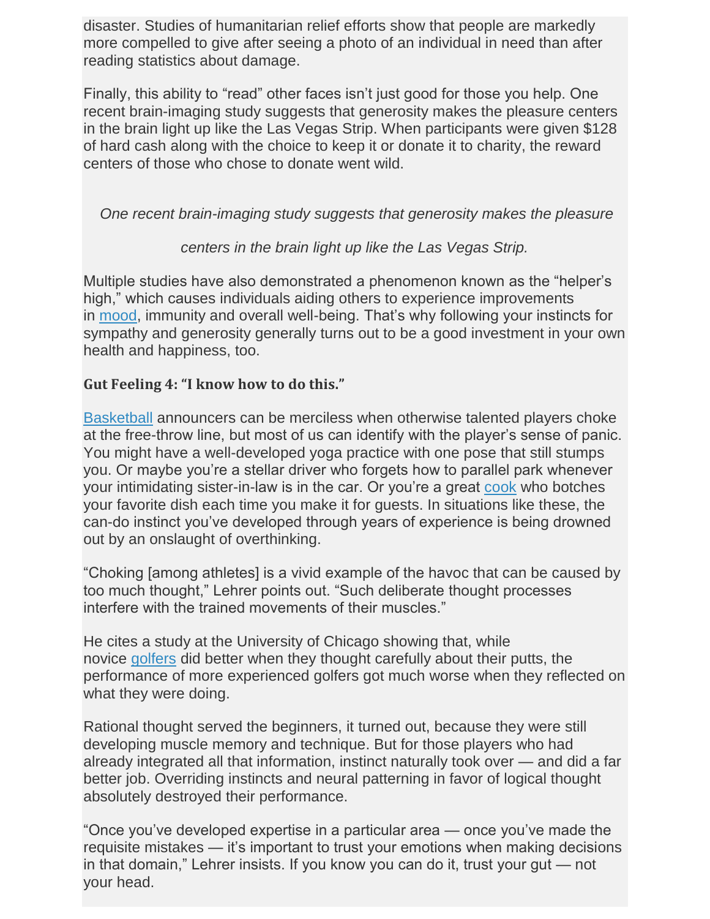disaster. Studies of humanitarian relief efforts show that people are markedly more compelled to give after seeing a photo of an individual in need than after reading statistics about damage.

Finally, this ability to "read" other faces isn't just good for those you help. One recent brain-imaging study suggests that generosity makes the pleasure centers in the brain light up like the Las Vegas Strip. When participants were given $128 of hard cash along with the choice to keep it or donate it to charity, the reward centers of those who chose to donate went wild.

*One recent brain-imaging study suggests that generosity makes the pleasure centers in the brain light up like the Las Vegas Strip.*

Multiple studies have also demonstrated a phenomenon known as the "helper's high," which causes individuals aiding others to experience improvements in mood, immunity and overall well-being. That's why following your instincts for sympathy and generosity generally turns out to be a good investment in your own health and happiness, too.

**Gut Feeling 4: "I know how to do this."**

Basketball announcers can be merciless when otherwise talented players choke at the free-throw line, but most of us can identify with the player's sense of panic. You might have a well-developed yoga practice with one pose that still stumps you. Or maybe you're a stellar driver who forgets how to parallel park whenever your intimidating sister-in-law is in the car. Or you're a great cook who botches your favorite dish each time you make it for guests. In situations like these, the can-do instinct you've developed through years of experience is being drowned out by an onslaught of overthinking.

"Choking [among athletes] is a vivid example of the havoc that can be caused by too much thought," Lehrer points out. "Such deliberate thought processes interfere with the trained movements of their muscles."

He cites a study at the University of Chicago showing that, while novice golfers did better when they thought carefully about their putts, the performance of more experienced golfers got much worse when they reflected on what they were doing.

Rational thought served the beginners, it turned out, because they were still developing muscle memory and technique. But for those players who had already integrated all that information, instinct naturally took over — and did a far better job. Overriding instincts and neural patterning in favor of logical thought absolutely destroyed their performance.

"Once you've developed expertise in a particular area — once you've made the requisite mistakes — it's important to trust your emotions when making decisions in that domain," Lehrer insists. If you know you can do it, trust your gut — not your head.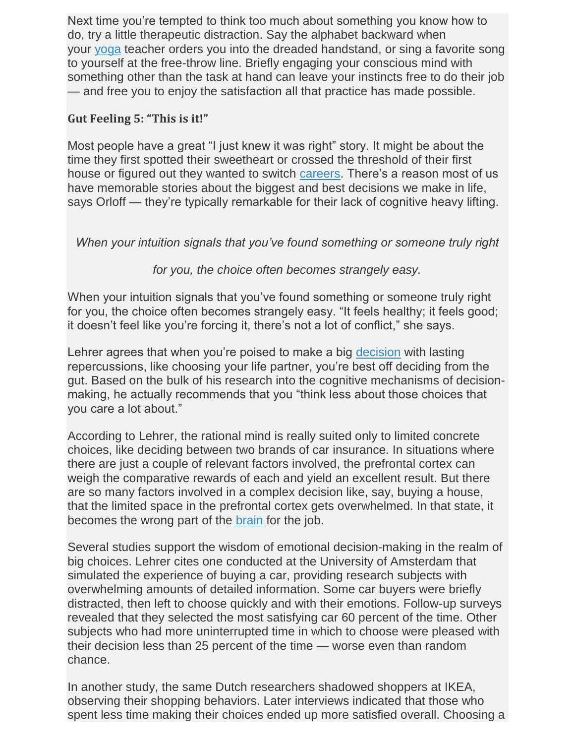Next time you're tempted to think too much about something you know how to do, try a little therapeutic distraction. Say the alphabet backward when your yoga teacher orders you into the dreaded handstand, or sing a favorite song to yourself at the free-throw line. Briefly engaging your conscious mind with something other than the task at hand can leave your instincts free to do their job — and free you to enjoy the satisfaction all that practice has made possible.

**Gut Feeling 5: "This is it!"**

Most people have a great "I just knew it was right" story. It might be about the time they first spotted their sweetheart or crossed the threshold of their first house or figured out they wanted to switch careers. There's a reason most of us have memorable stories about the biggest and best decisions we make in life, says Orloff — they're typically remarkable for their lack of cognitive heavy lifting.

*When your intuition signals that you've found something or someone truly right for you, the choice often becomes strangely easy.*

When your intuition signals that you've found something or someone truly right for you, the choice often becomes strangely easy. "It feels healthy; it feels good; it doesn't feel like you're forcing it, there's not a lot of conflict," she says.

Lehrer agrees that when you're poised to make a big decision with lasting repercussions, like choosing your life partner, you're best off deciding from the gut. Based on the bulk of his research into the cognitive mechanisms of decision-making, he actually recommends that you "think less about those choices that you care a lot about."

According to Lehrer, the rational mind is really suited only to limited concrete choices, like deciding between two brands of car insurance. In situations where there are just a couple of relevant factors involved, the prefrontal cortex can weigh the comparative rewards of each and yield an excellent result. But there are so many factors involved in a complex decision like, say, buying a house, that the limited space in the prefrontal cortex gets overwhelmed. In that state, it becomes the wrong part of the brain for the job.

Several studies support the wisdom of emotional decision-making in the realm of big choices. Lehrer cites one conducted at the University of Amsterdam that simulated the experience of buying a car, providing research subjects with overwhelming amounts of detailed information. Some car buyers were briefly distracted, then left to choose quickly and with their emotions. Follow-up surveys revealed that they selected the most satisfying car 60 percent of the time. Other subjects who had more uninterrupted time in which to choose were pleased with their decision less than 25 percent of the time — worse even than random chance.

In another study, the same Dutch researchers shadowed shoppers at IKEA, observing their shopping behaviors. Later interviews indicated that those who spent less time making their choices ended up more satisfied overall. Choosing a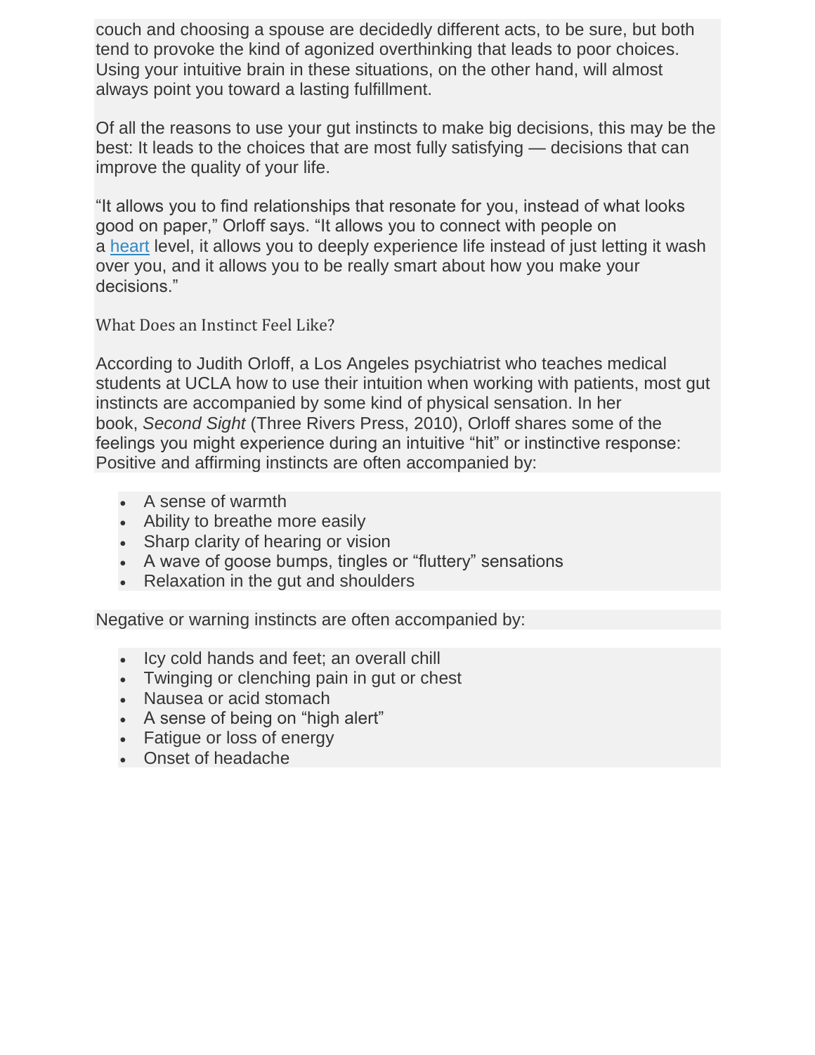couch and choosing a spouse are decidedly different acts, to be sure, but both tend to provoke the kind of agonized overthinking that leads to poor choices. Using your intuitive brain in these situations, on the other hand, will almost always point you toward a lasting fulfillment.

Of all the reasons to use your gut instincts to make big decisions, this may be the best: It leads to the choices that are most fully satisfying — decisions that can improve the quality of your life.

“It allows you to find relationships that resonate for you, instead of what looks good on paper,” Orloff says. “It allows you to connect with people on a heart level, it allows you to deeply experience life instead of just letting it wash over you, and it allows you to be really smart about how you make your decisions.”

### What Does an Instinct Feel Like?

According to Judith Orloff, a Los Angeles psychiatrist who teaches medical students at UCLA how to use their intuition when working with patients, most gut instincts are accompanied by some kind of physical sensation. In her book, *Second Sight* (Three Rivers Press, 2010), Orloff shares some of the feelings you might experience during an intuitive “hit” or instinctive response: Positive and affirming instincts are often accompanied by:

- A sense of warmth
- Ability to breathe more easily
- Sharp clarity of hearing or vision
- A wave of goose bumps, tingles or “fluttery” sensations
- Relaxation in the gut and shoulders

Negative or warning instincts are often accompanied by:

- Icy cold hands and feet; an overall chill
- Twinging or clenching pain in gut or chest
- Nausea or acid stomach
- A sense of being on “high alert”
- Fatigue or loss of energy
- Onset of headache